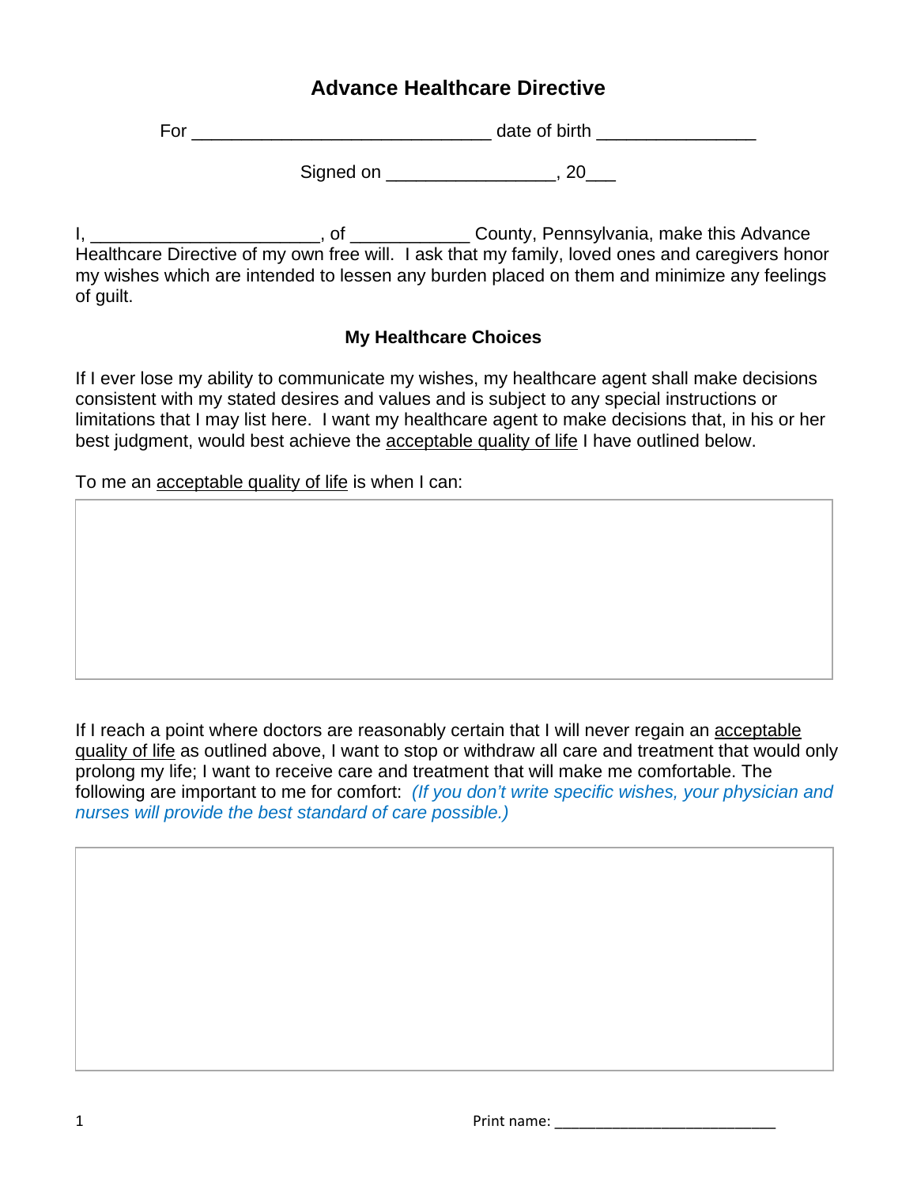# Advance Healthcare Directive

For ______________________________ date of birth ________________

Signed on _________________, 20___

I, _______________________, of ____________ County, Pennsylvania, make this Advance Healthcare Directive of my own free will. I ask that my family, loved ones and caregivers honor my wishes which are intended to lessen any burden placed on them and minimize any feelings of guilt.

## My Healthcare Choices

If I ever lose my ability to communicate my wishes, my healthcare agent shall make decisions consistent with my stated desires and values and is subject to any special instructions or limitations that I may list here. I want my healthcare agent to make decisions that, in his or her best judgment, would best achieve the <u>acceptable quality of life</u> I have outlined below.

To me an <u>acceptable quality of life</u> is when I can:

| |
|---|
| |

If I reach a point where doctors are reasonably certain that I will never regain an <u>acceptable quality of life</u> as outlined above, I want to stop or withdraw all care and treatment that would only prolong my life; I want to receive care and treatment that will make me comfortable. The following are important to me for comfort: *(If you don't write specific wishes, your physician and nurses will provide the best standard of care possible.)*

| |
|---|
| |

Print name: ___________________________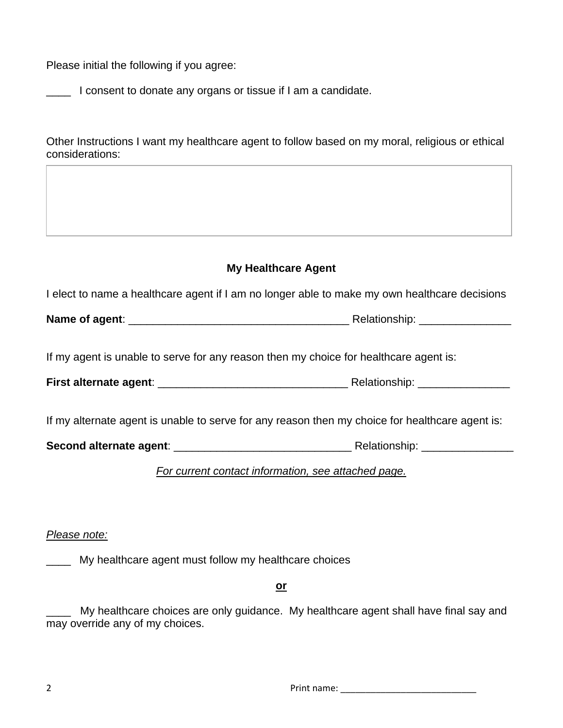Please initial the following if you agree:

____ I consent to donate any organs or tissue if I am a candidate.

Other Instructions I want my healthcare agent to follow based on my moral, religious or ethical considerations:

| |
|---|
| |

### My Healthcare Agent

I elect to name a healthcare agent if I am no longer able to make my own healthcare decisions

**Name of agent**: ___________________________________ Relationship: _______________

If my agent is unable to serve for any reason then my choice for healthcare agent is:

**First alternate agent**: ______________________________ Relationship: _______________

If my alternate agent is unable to serve for any reason then my choice for healthcare agent is:

**Second alternate agent**: ____________________________ Relationship: _______________

*For current contact information, see attached page.*

*Please note:*

____ My healthcare agent must follow my healthcare choices

**or**

____ My healthcare choices are only guidance. My healthcare agent shall have final say and may override any of my choices.

Print name: ___________________________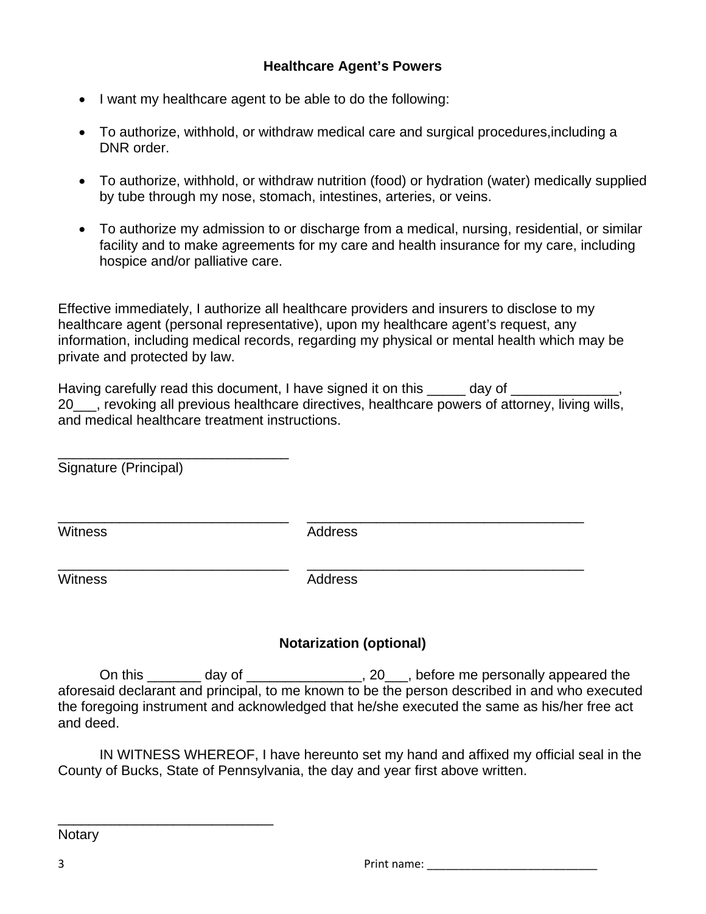## Healthcare Agent's Powers

- I want my healthcare agent to be able to do the following:
- To authorize, withhold, or withdraw medical care and surgical procedures,including a DNR order.
- To authorize, withhold, or withdraw nutrition (food) or hydration (water) medically supplied by tube through my nose, stomach, intestines, arteries, or veins.
- To authorize my admission to or discharge from a medical, nursing, residential, or similar facility and to make agreements for my care and health insurance for my care, including hospice and/or palliative care.

Effective immediately, I authorize all healthcare providers and insurers to disclose to my healthcare agent (personal representative), upon my healthcare agent's request, any information, including medical records, regarding my physical or mental health which may be private and protected by law.

Having carefully read this document, I have signed it on this _____ day of ______________, 20___, revoking all previous healthcare directives, healthcare powers of attorney, living wills, and medical healthcare treatment instructions.

______________________________
Signature (Principal)

______________________________ ____________________________________
Witness Address

______________________________ ____________________________________
Witness Address

## Notarization (optional)

On this _______ day of _______________, 20___, before me personally appeared the aforesaid declarant and principal, to me known to be the person described in and who executed the foregoing instrument and acknowledged that he/she executed the same as his/her free act and deed.

IN WITNESS WHEREOF, I have hereunto set my hand and affixed my official seal in the County of Bucks, State of Pennsylvania, the day and year first above written.

____________________________
Notary

Print name: ___________________________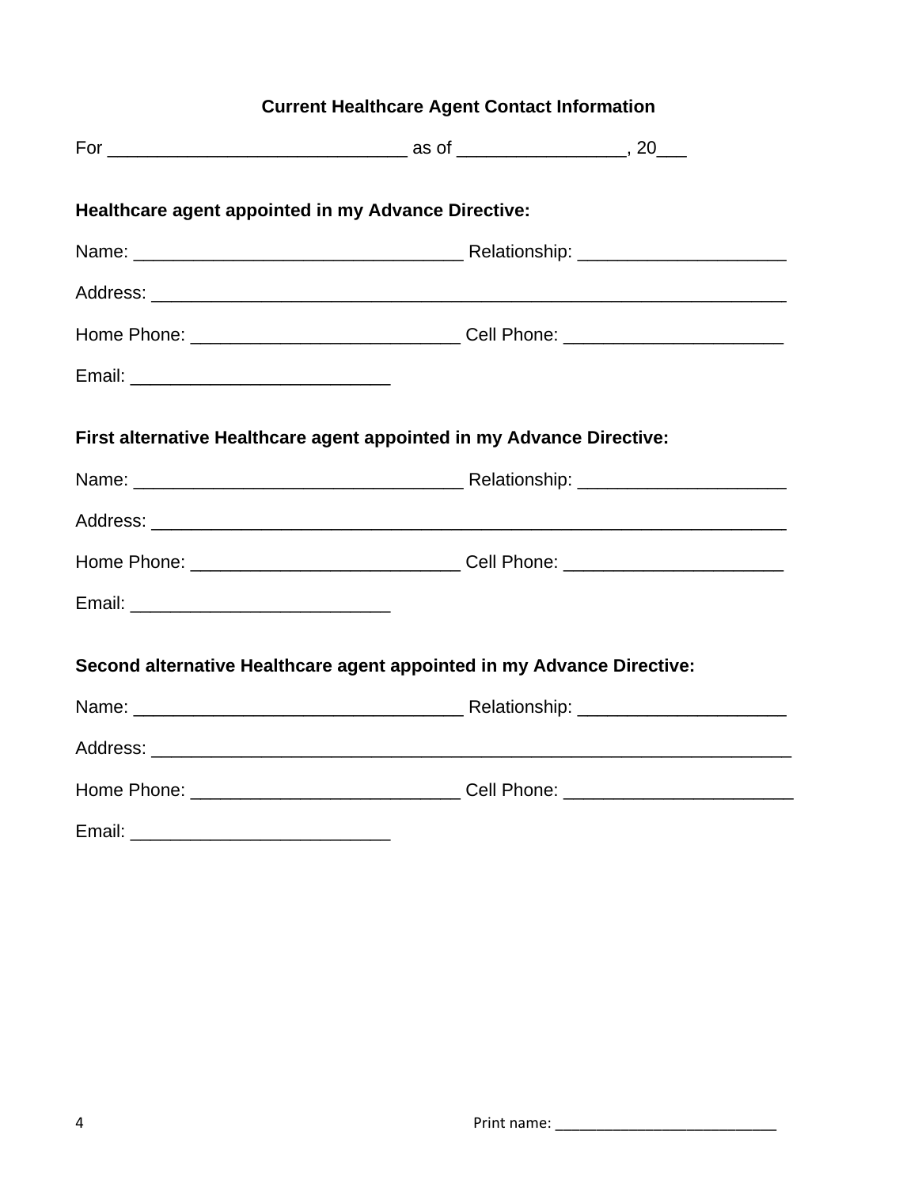## Current Healthcare Agent Contact Information

For _____________________________ as of ________________, 20___

**Healthcare agent appointed in my Advance Directive:**

Name: ________________________________ Relationship: ____________________

Address: ______________________________________________________________

Home Phone: __________________________ Cell Phone: _____________________

Email: _________________________

**First alternative Healthcare agent appointed in my Advance Directive:**

Name: ________________________________ Relationship: ____________________

Address: ______________________________________________________________

Home Phone: __________________________ Cell Phone: _____________________

Email: _________________________

**Second alternative Healthcare agent appointed in my Advance Directive:**

Name: ________________________________ Relationship: ____________________

Address: _______________________________________________________________

Home Phone: __________________________ Cell Phone: ______________________

Email: _________________________

Print name: ___________________________